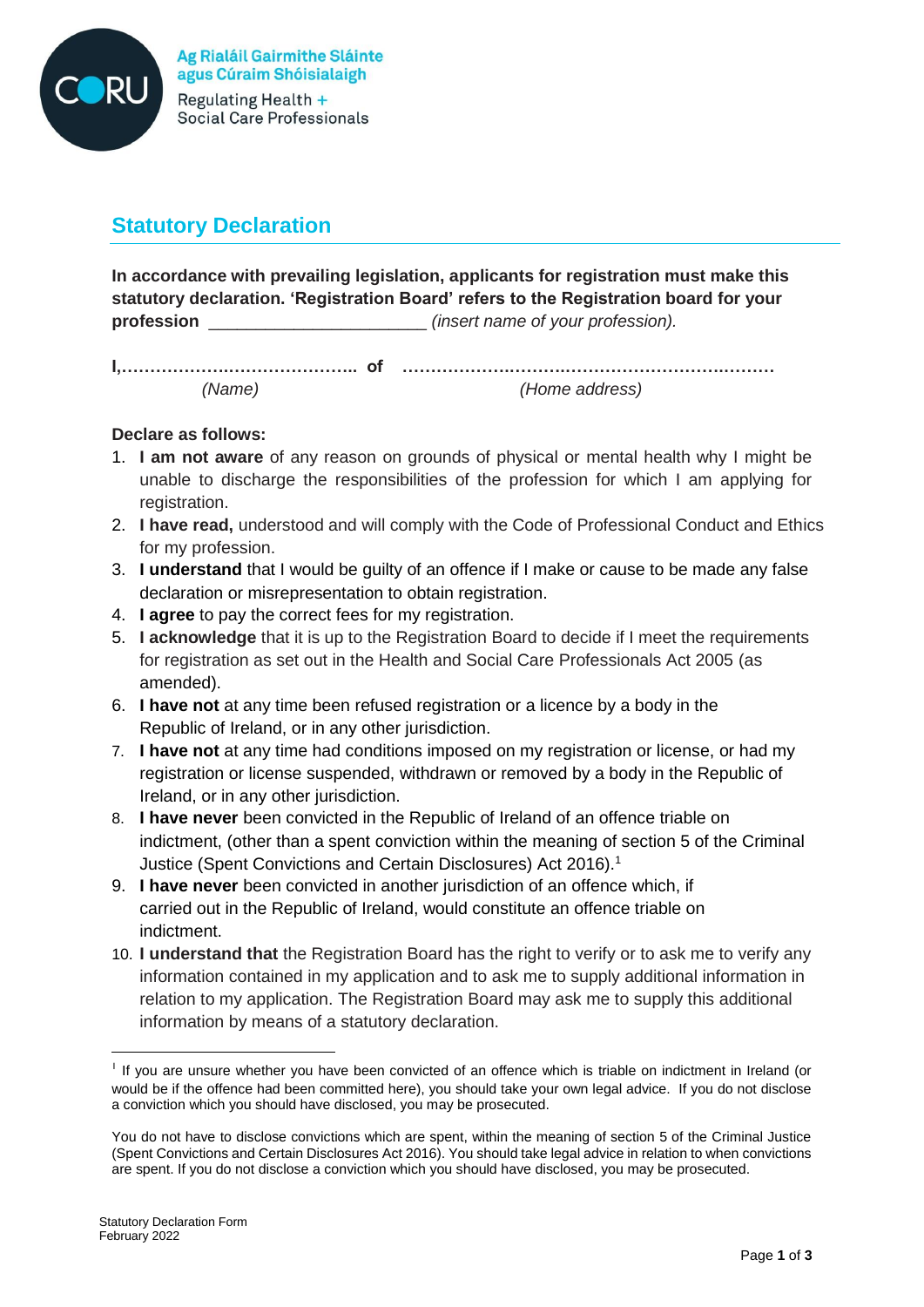Ag Rialáil Gairmithe Sláinte agus Cúraim Shóisialaigh

Regulating Health + Social Care Professionals

## Statutory Declaration

**In accordance with prevailing legislation, applicants for registration must make this statutory declaration. 'Registration Board' refers to the Registration board for your profession** ______________________ *(insert name of your profession).*

**I,………………………………….. of …………………………………………………….……**
*(Name)* *(Home address)*

**Declare as follows:**

1. **I am not aware** of any reason on grounds of physical or mental health why I might be unable to discharge the responsibilities of the profession for which I am applying for registration.
2. **I have read,** understood and will comply with the Code of Professional Conduct and Ethics for my profession.
3. **I understand** that I would be guilty of an offence if I make or cause to be made any false declaration or misrepresentation to obtain registration.
4. **I agree** to pay the correct fees for my registration.
5. **I acknowledge** that it is up to the Registration Board to decide if I meet the requirements for registration as set out in the Health and Social Care Professionals Act 2005 (as amended).
6. **I have not** at any time been refused registration or a licence by a body in the Republic of Ireland, or in any other jurisdiction.
7. **I have not** at any time had conditions imposed on my registration or license, or had my registration or license suspended, withdrawn or removed by a body in the Republic of Ireland, or in any other jurisdiction.
8. **I have never** been convicted in the Republic of Ireland of an offence triable on indictment, (other than a spent conviction within the meaning of section 5 of the Criminal Justice (Spent Convictions and Certain Disclosures) Act 2016).[1]
9. **I have never** been convicted in another jurisdiction of an offence which, if carried out in the Republic of Ireland, would constitute an offence triable on indictment.
10. **I understand that** the Registration Board has the right to verify or to ask me to verify any information contained in my application and to ask me to supply additional information in relation to my application. The Registration Board may ask me to supply this additional information by means of a statutory declaration.

---

[1] If you are unsure whether you have been convicted of an offence which is triable on indictment in Ireland (or would be if the offence had been committed here), you should take your own legal advice. If you do not disclose a conviction which you should have disclosed, you may be prosecuted.

You do not have to disclose convictions which are spent, within the meaning of section 5 of the Criminal Justice (Spent Convictions and Certain Disclosures Act 2016). You should take legal advice in relation to when convictions are spent. If you do not disclose a conviction which you should have disclosed, you may be prosecuted.

Statutory Declaration Form
February 2022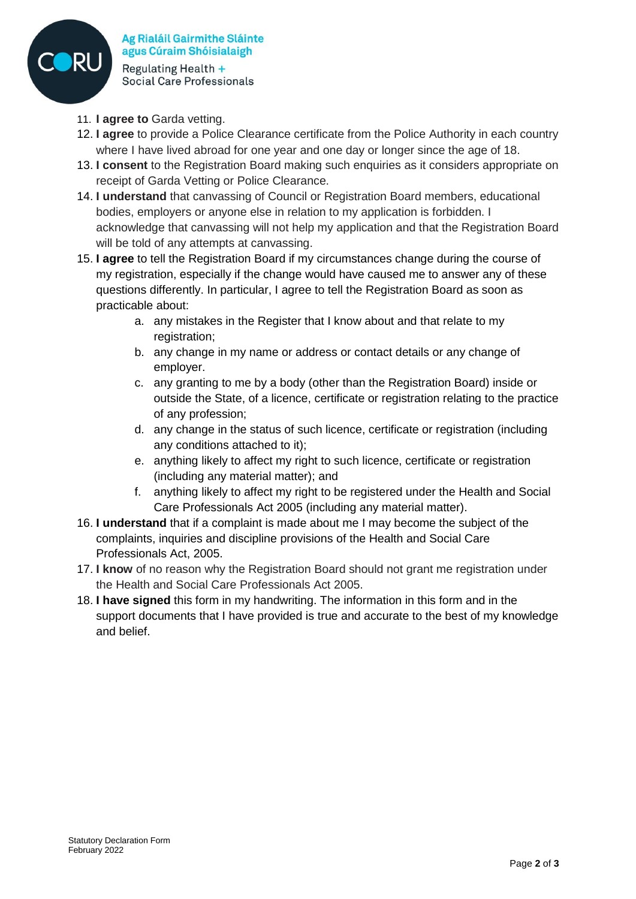11. **I agree to** Garda vetting.
12. **I agree** to provide a Police Clearance certificate from the Police Authority in each country where I have lived abroad for one year and one day or longer since the age of 18.
13. **I consent** to the Registration Board making such enquiries as it considers appropriate on receipt of Garda Vetting or Police Clearance.
14. **I understand** that canvassing of Council or Registration Board members, educational bodies, employers or anyone else in relation to my application is forbidden. I acknowledge that canvassing will not help my application and that the Registration Board will be told of any attempts at canvassing.
15. **I agree** to tell the Registration Board if my circumstances change during the course of my registration, especially if the change would have caused me to answer any of these questions differently. In particular, I agree to tell the Registration Board as soon as practicable about:
    a. any mistakes in the Register that I know about and that relate to my registration;
    b. any change in my name or address or contact details or any change of employer.
    c. any granting to me by a body (other than the Registration Board) inside or outside the State, of a licence, certificate or registration relating to the practice of any profession;
    d. any change in the status of such licence, certificate or registration (including any conditions attached to it);
    e. anything likely to affect my right to such licence, certificate or registration (including any material matter); and
    f. anything likely to affect my right to be registered under the Health and Social Care Professionals Act 2005 (including any material matter).
16. **I understand** that if a complaint is made about me I may become the subject of the complaints, inquiries and discipline provisions of the Health and Social Care Professionals Act, 2005.
17. **I know** of no reason why the Registration Board should not grant me registration under the Health and Social Care Professionals Act 2005.
18. **I have signed** this form in my handwriting. The information in this form and in the support documents that I have provided is true and accurate to the best of my knowledge and belief.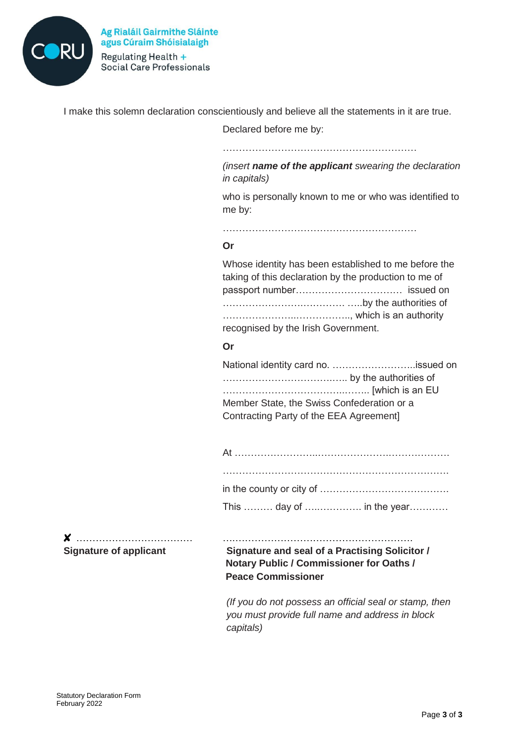I make this solemn declaration conscientiously and believe all the statements in it are true.

Declared before me by:

………………………………………………………

*(insert **name of the applicant** swearing the declaration in capitals)*

who is personally known to me or who was identified to me by:

………………………………………………………

**Or**

Whose identity has been established to me before the taking of this declaration by the production to me of passport number…………………………… issued on ……………………….………… …..by the authorities of ………………….……………….., which is an authority recognised by the Irish Government.

**Or**

National identity card no. ……………………..issued on ……………………………….. by the authorities of ………………………………..…….. [which is an EU Member State, the Swiss Confederation or a Contracting Party of the EEA Agreement]

At ……………………..……………….…………………

……………………………………………………………

in the county or city of …………………………………

This ……… day of ….…………… in the year…………

✘ ………………………………

**Signature of applicant**

……………………………………………………

**Signature and seal of a Practising Solicitor / Notary Public / Commissioner for Oaths / Peace Commissioner**

*(If you do not possess an official seal or stamp, then you must provide full name and address in block capitals)*

Statutory Declaration Form
February 2022